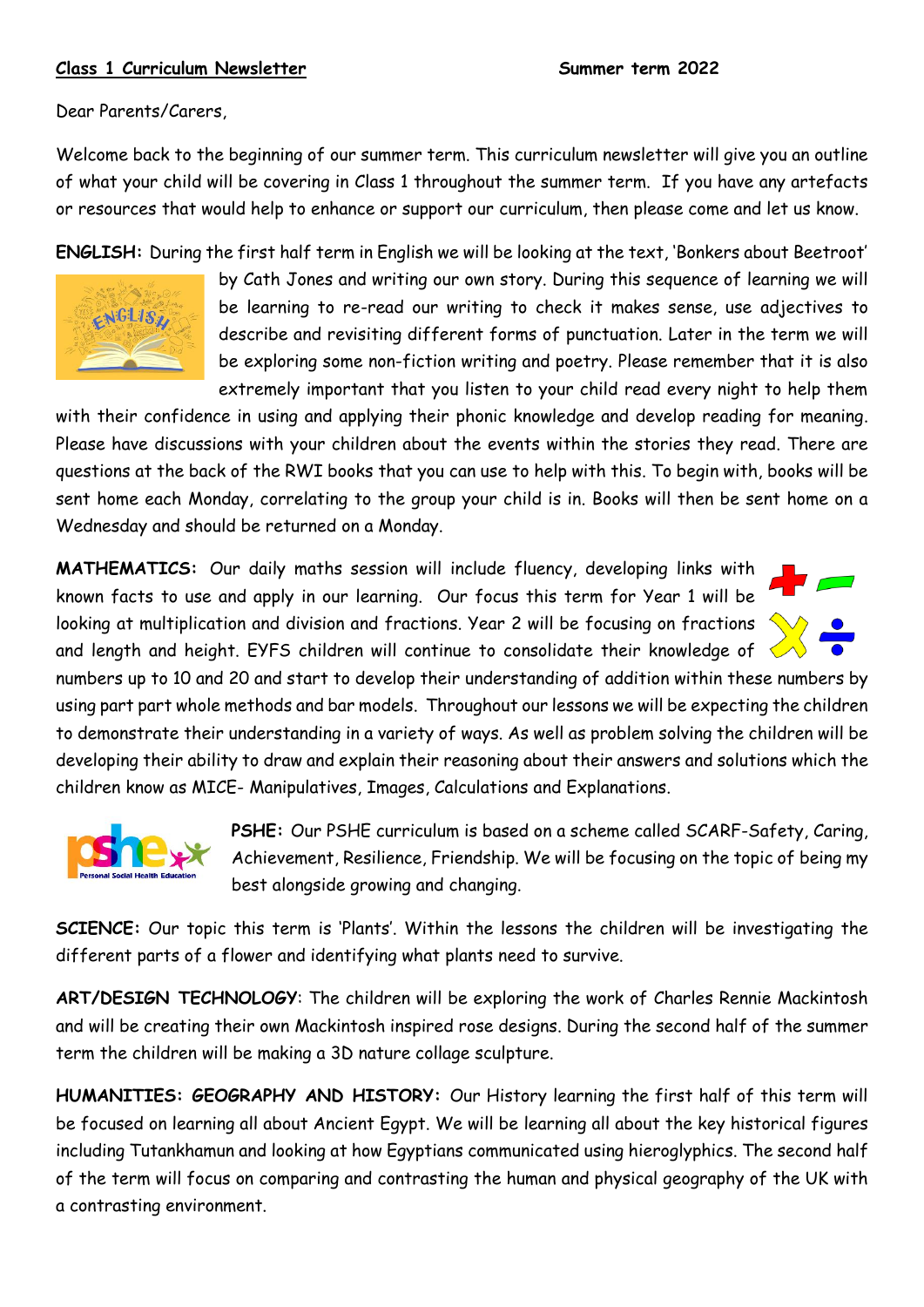**Class 1 Curriculum Newsletter** **Summer term 2022**

Dear Parents/Carers,

Welcome back to the beginning of our summer term. This curriculum newsletter will give you an outline of what your child will be covering in Class 1 throughout the summer term. If you have any artefacts or resources that would help to enhance or support our curriculum, then please come and let us know.

**ENGLISH:** During the first half term in English we will be looking at the text, 'Bonkers about Beetroot' by Cath Jones and writing our own story. During this sequence of learning we will be learning to re-read our writing to check it makes sense, use adjectives to describe and revisiting different forms of punctuation. Later in the term we will be exploring some non-fiction writing and poetry. Please remember that it is also extremely important that you listen to your child read every night to help them with their confidence in using and applying their phonic knowledge and develop reading for meaning. Please have discussions with your children about the events within the stories they read. There are questions at the back of the RWI books that you can use to help with this. To begin with, books will be sent home each Monday, correlating to the group your child is in. Books will then be sent home on a Wednesday and should be returned on a Monday.

**MATHEMATICS:** Our daily maths session will include fluency, developing links with known facts to use and apply in our learning. Our focus this term for Year 1 will be looking at multiplication and division and fractions. Year 2 will be focusing on fractions and length and height. EYFS children will continue to consolidate their knowledge of numbers up to 10 and 20 and start to develop their understanding of addition within these numbers by using part part whole methods and bar models. Throughout our lessons we will be expecting the children to demonstrate their understanding in a variety of ways. As well as problem solving the children will be developing their ability to draw and explain their reasoning about their answers and solutions which the children know as MICE- Manipulatives, Images, Calculations and Explanations.

**PSHE:** Our PSHE curriculum is based on a scheme called SCARF-Safety, Caring, Achievement, Resilience, Friendship. We will be focusing on the topic of being my best alongside growing and changing.

**SCIENCE:** Our topic this term is 'Plants'. Within the lessons the children will be investigating the different parts of a flower and identifying what plants need to survive.

**ART/DESIGN TECHNOLOGY**: The children will be exploring the work of Charles Rennie Mackintosh and will be creating their own Mackintosh inspired rose designs. During the second half of the summer term the children will be making a 3D nature collage sculpture.

**HUMANITIES: GEOGRAPHY AND HISTORY:** Our History learning the first half of this term will be focused on learning all about Ancient Egypt. We will be learning all about the key historical figures including Tutankhamun and looking at how Egyptians communicated using hieroglyphics. The second half of the term will focus on comparing and contrasting the human and physical geography of the UK with a contrasting environment.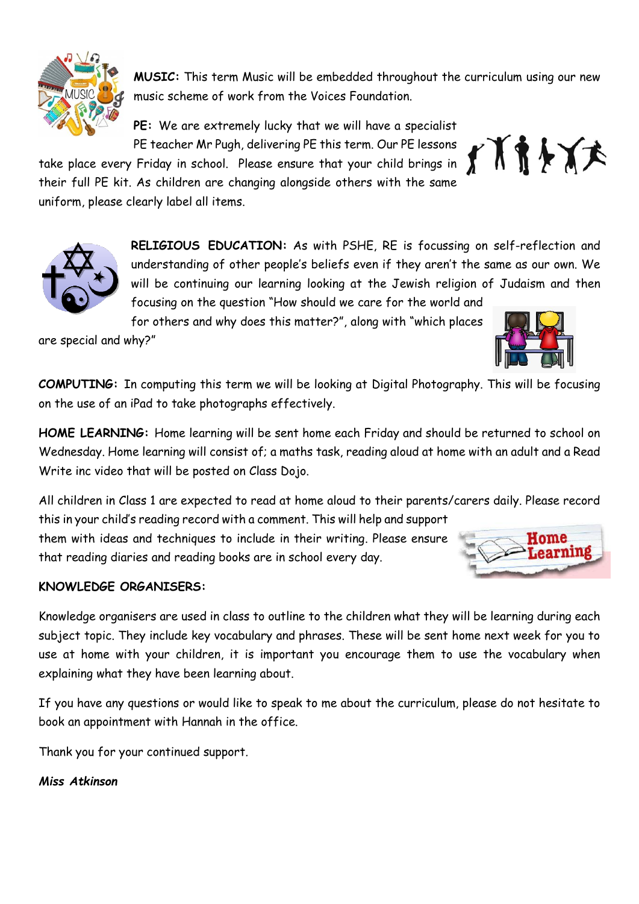**MUSIC:** This term Music will be embedded throughout the curriculum using our new music scheme of work from the Voices Foundation.

**PE:** We are extremely lucky that we will have a specialist PE teacher Mr Pugh, delivering PE this term. Our PE lessons take place every Friday in school. Please ensure that your child brings in their full PE kit. As children are changing alongside others with the same uniform, please clearly label all items.

**RELIGIOUS EDUCATION:** As with PSHE, RE is focussing on self-reflection and understanding of other people's beliefs even if they aren't the same as our own. We will be continuing our learning looking at the Jewish religion of Judaism and then focusing on the question "How should we care for the world and for others and why does this matter?", along with "which places are special and why?"

**COMPUTING:** In computing this term we will be looking at Digital Photography. This will be focusing on the use of an iPad to take photographs effectively.

**HOME LEARNING:** Home learning will be sent home each Friday and should be returned to school on Wednesday. Home learning will consist of; a maths task, reading aloud at home with an adult and a Read Write inc video that will be posted on Class Dojo.

All children in Class 1 are expected to read at home aloud to their parents/carers daily. Please record this in your child's reading record with a comment. This will help and support them with ideas and techniques to include in their writing. Please ensure that reading diaries and reading books are in school every day.

**KNOWLEDGE ORGANISERS:**

Knowledge organisers are used in class to outline to the children what they will be learning during each subject topic. They include key vocabulary and phrases. These will be sent home next week for you to use at home with your children, it is important you encourage them to use the vocabulary when explaining what they have been learning about.

If you have any questions or would like to speak to me about the curriculum, please do not hesitate to book an appointment with Hannah in the office.

Thank you for your continued support.

***Miss Atkinson***